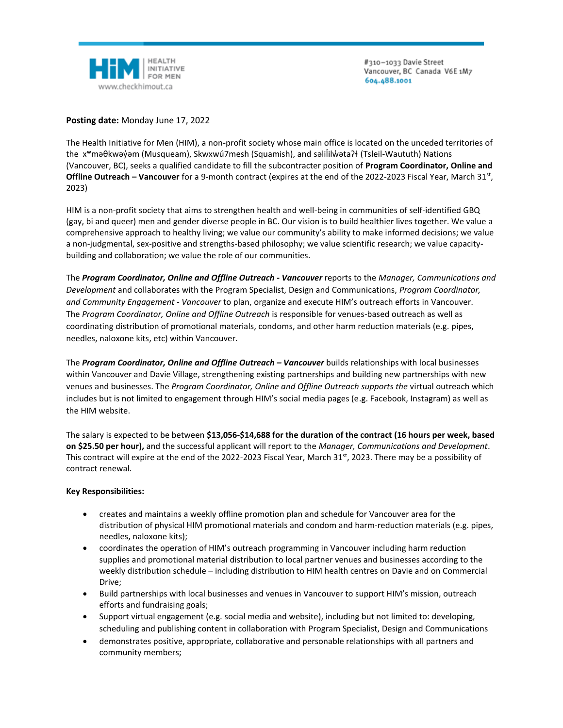HIM | HEALTH INITIATIVE FOR MEN
www.checkhimout.ca

#310–1033 Davie Street
Vancouver, BC Canada V6E 1M7
604.488.1001

**Posting date:** Monday June 17, 2022

The Health Initiative for Men (HIM), a non-profit society whose main office is located on the unceded territories of the xʷməθkwəy̓əm (Musqueam), Skwxwú7mesh (Squamish), and səlilwətaʔɬ (Tsleil-Waututh) Nations (Vancouver, BC), seeks a qualified candidate to fill the subcontracter position of **Program Coordinator, Online and Offline Outreach – Vancouver** for a 9-month contract (expires at the end of the 2022-2023 Fiscal Year, March 31st, 2023)

HIM is a non-profit society that aims to strengthen health and well-being in communities of self-identified GBQ (gay, bi and queer) men and gender diverse people in BC. Our vision is to build healthier lives together. We value a comprehensive approach to healthy living; we value our community's ability to make informed decisions; we value a non-judgmental, sex-positive and strengths-based philosophy; we value scientific research; we value capacity-building and collaboration; we value the role of our communities.

The ***Program Coordinator, Online and Offline Outreach - Vancouver*** reports to the *Manager, Communications and Development* and collaborates with the Program Specialist, Design and Communications, *Program Coordinator, and Community Engagement - Vancouver* to plan, organize and execute HIM's outreach efforts in Vancouver. The *Program Coordinator, Online and Offline Outreach* is responsible for venues-based outreach as well as coordinating distribution of promotional materials, condoms, and other harm reduction materials (e.g. pipes, needles, naloxone kits, etc) within Vancouver.

The ***Program Coordinator, Online and Offline Outreach – Vancouver*** builds relationships with local businesses within Vancouver and Davie Village, strengthening existing partnerships and building new partnerships with new venues and businesses. The *Program Coordinator, Online and Offline Outreach supports the* virtual outreach which includes but is not limited to engagement through HIM's social media pages (e.g. Facebook, Instagram) as well as the HIM website.

The salary is expected to be between **$13,056-$14,688 for the duration of the contract (16 hours per week, based on $25.50 per hour),** and the successful applicant will report to the *Manager, Communications and Development*. This contract will expire at the end of the 2022-2023 Fiscal Year, March 31st, 2023. There may be a possibility of contract renewal.

**Key Responsibilities:**

- creates and maintains a weekly offline promotion plan and schedule for Vancouver area for the distribution of physical HIM promotional materials and condom and harm-reduction materials (e.g. pipes, needles, naloxone kits);
- coordinates the operation of HIM's outreach programming in Vancouver including harm reduction supplies and promotional material distribution to local partner venues and businesses according to the weekly distribution schedule – including distribution to HIM health centres on Davie and on Commercial Drive;
- Build partnerships with local businesses and venues in Vancouver to support HIM's mission, outreach efforts and fundraising goals;
- Support virtual engagement (e.g. social media and website), including but not limited to: developing, scheduling and publishing content in collaboration with Program Specialist, Design and Communications
- demonstrates positive, appropriate, collaborative and personable relationships with all partners and community members;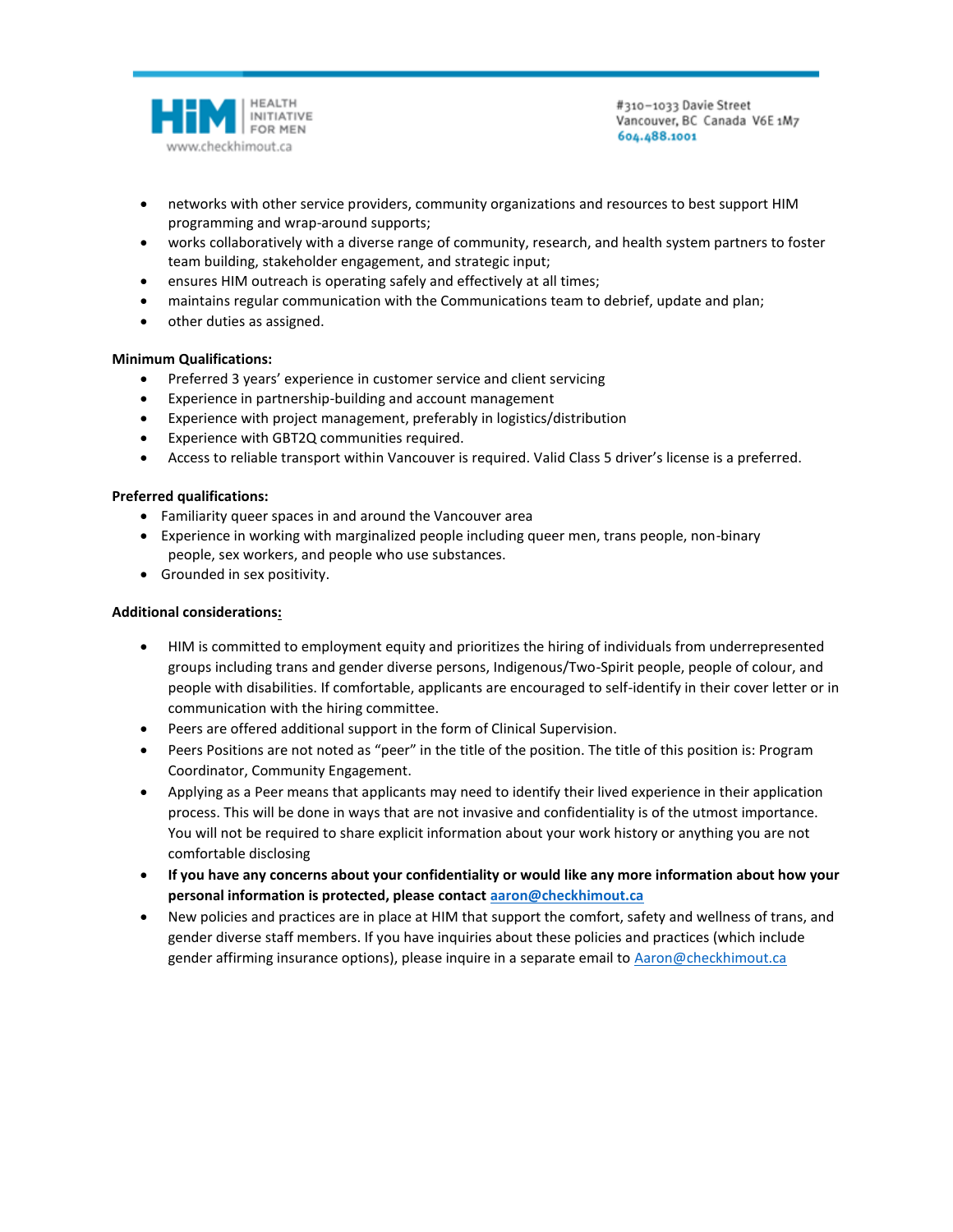- networks with other service providers, community organizations and resources to best support HIM programming and wrap-around supports;
- works collaboratively with a diverse range of community, research, and health system partners to foster team building, stakeholder engagement, and strategic input;
- ensures HIM outreach is operating safely and effectively at all times;
- maintains regular communication with the Communications team to debrief, update and plan;
- other duties as assigned.

**Minimum Qualifications:**

- Preferred 3 years' experience in customer service and client servicing
- Experience in partnership-building and account management
- Experience with project management, preferably in logistics/distribution
- Experience with GBT2Q communities required.
- Access to reliable transport within Vancouver is required. Valid Class 5 driver's license is a preferred.

**Preferred qualifications:**

- Familiarity queer spaces in and around the Vancouver area
- Experience in working with marginalized people including queer men, trans people, non-binary people, sex workers, and people who use substances.
- Grounded in sex positivity.

**Additional considerations:**

- HIM is committed to employment equity and prioritizes the hiring of individuals from underrepresented groups including trans and gender diverse persons, Indigenous/Two-Spirit people, people of colour, and people with disabilities. If comfortable, applicants are encouraged to self-identify in their cover letter or in communication with the hiring committee.
- Peers are offered additional support in the form of Clinical Supervision.
- Peers Positions are not noted as "peer" in the title of the position. The title of this position is: Program Coordinator, Community Engagement.
- Applying as a Peer means that applicants may need to identify their lived experience in their application process. This will be done in ways that are not invasive and confidentiality is of the utmost importance. You will not be required to share explicit information about your work history or anything you are not comfortable disclosing
- **If you have any concerns about your confidentiality or would like any more information about how your personal information is protected, please contact aaron@checkhimout.ca**
- New policies and practices are in place at HIM that support the comfort, safety and wellness of trans, and gender diverse staff members. If you have inquiries about these policies and practices (which include gender affirming insurance options), please inquire in a separate email to Aaron@checkhimout.ca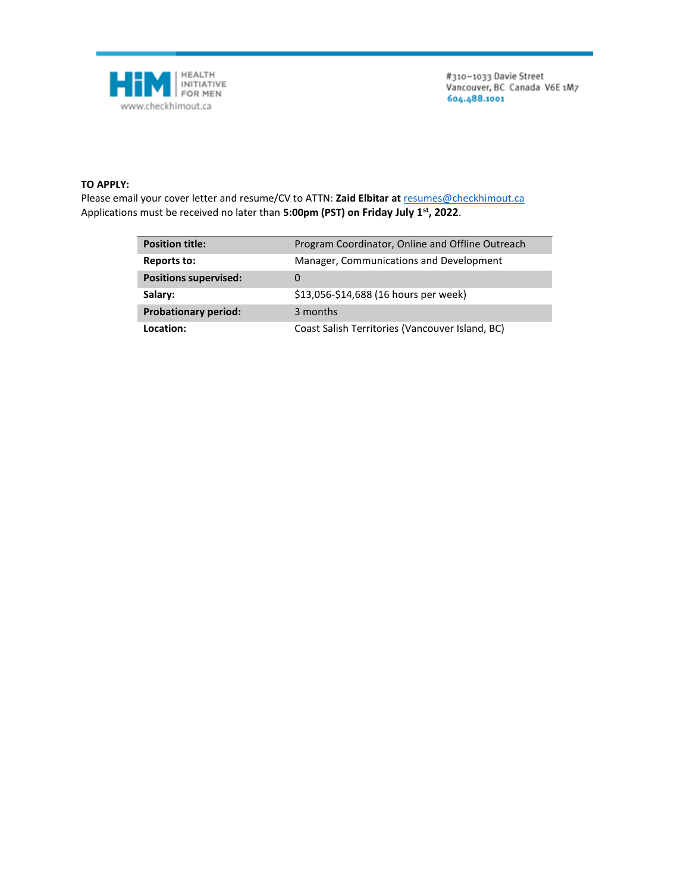HEALTH INITIATIVE FOR MEN

www.checkhimout.ca

#310–1033 Davie Street
Vancouver, BC Canada V6E 1M7
604.488.1001

**TO APPLY:**
Please email your cover letter and resume/CV to ATTN: **Zaid Elbitar at** resumes@checkhimout.ca
Applications must be received no later than **5:00pm (PST) on Friday July 1st, 2022**.

| | |
|---|---|
| **Position title:** | Program Coordinator, Online and Offline Outreach |
| **Reports to:** | Manager, Communications and Development |
| **Positions supervised:** | 0 |
| **Salary:** | $13,056-$14,688 (16 hours per week) |
| **Probationary period:** | 3 months |
| **Location:** | Coast Salish Territories (Vancouver Island, BC) |